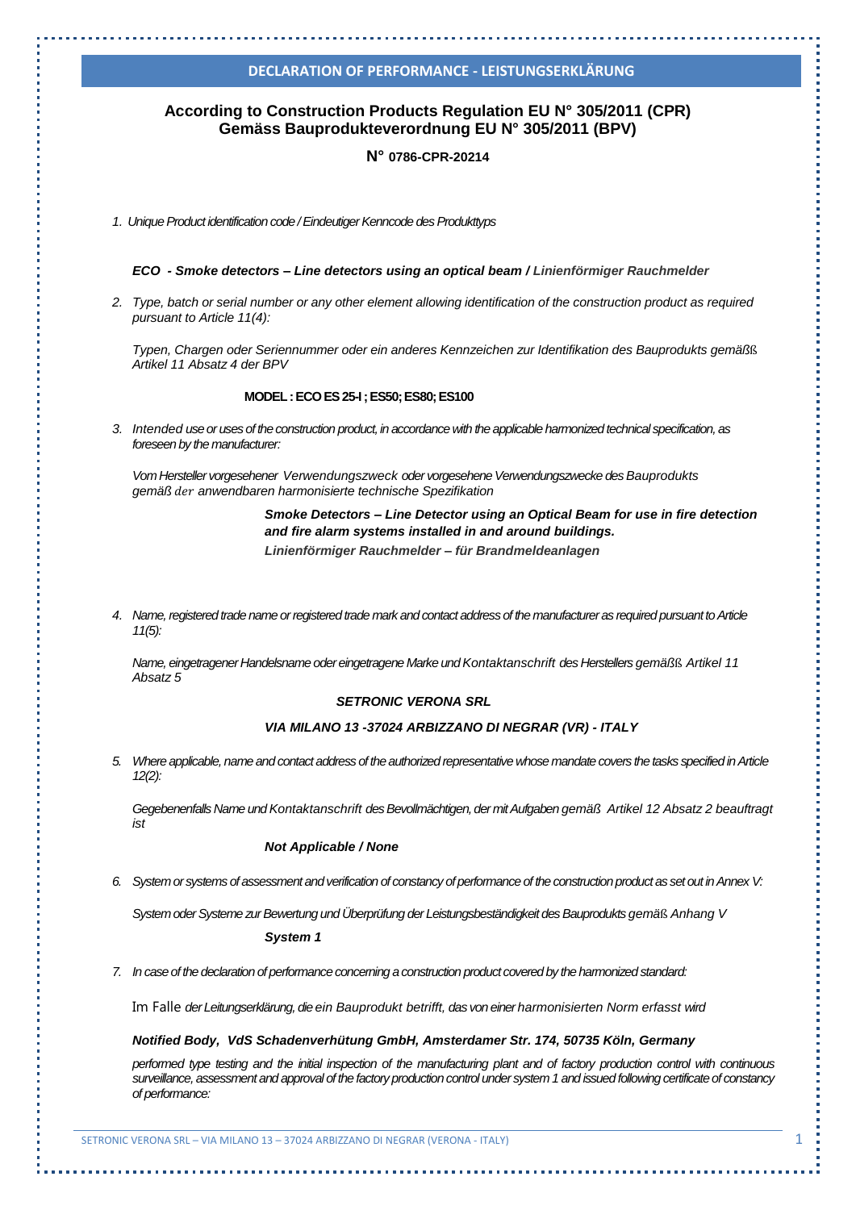# DECLARATION OF PERFORMANCE - LEISTUNGSERKLÄRUNG

## According to Construction Products Regulation EU N° 305/2011 (CPR)
## Gemäss Bauprodukteverordnung EU N° 305/2011 (BPV)

**N° 0786-CPR-20214**

1. *Unique Product identification code / Eindeutiger Kenncode des Produkttyps*

   ***ECO - Smoke detectors – Line detectors using an optical beam / Linienförmiger Rauchmelder***

2. *Type, batch or serial number or any other element allowing identification of the construction product as required pursuant to Article 11(4):*

   *Typen, Chargen oder Seriennummer oder ein anderes Kennzeichen zur Identifikation des Bauprodukts gemäßß Artikel 11 Absatz 4 der BPV*

   **MODEL : ECO ES 25-I ; ES50; ES80; ES100**

3. *Intended use or uses of the construction product, in accordance with the applicable harmonized technical specification, as foreseen by the manufacturer:*

   *Vom Hersteller vorgesehener Verwendungszweck oder vorgesehene Verwendungszwecke des Bauprodukts gemäß der anwendbaren harmonisierte technische Spezifikation*

   ***Smoke Detectors – Line Detector using an Optical Beam for use in fire detection and fire alarm systems installed in and around buildings.***
   ***Linienförmiger Rauchmelder – für Brandmeldeanlagen***

4. *Name, registered trade name or registered trade mark and contact address of the manufacturer as required pursuant to Article 11(5):*

   *Name, eingetragener Handelsname oder eingetragene Marke und Kontaktanschrift des Herstellers gemäßß Artikel 11 Absatz 5*

   ***SETRONIC VERONA SRL***

   ***VIA MILANO 13 -37024 ARBIZZANO DI NEGRAR (VR) - ITALY***

5. *Where applicable, name and contact address of the authorized representative whose mandate covers the tasks specified in Article 12(2):*

   *Gegebenenfalls Name und Kontaktanschrift des Bevollmächtigen, der mit Aufgaben gemäß Artikel 12 Absatz 2 beauftragt ist*

   ***Not Applicable / None***

6. *System or systems of assessment and verification of constancy of performance of the construction product as set out in Annex V:*

   *System oder Systeme zur Bewertung und Überprüfung der Leistungsbeständigkeit des Bauprodukts gemäß Anhang V*

   ***System 1***

7. *In case of the declaration of performance concerning a construction product covered by the harmonized standard:*

   Im Falle *der Leitungserklärung, die ein Bauprodukt betrifft, das von einer harmonisierten Norm erfasst wird*

   ***Notified Body, VdS Schadenverhütung GmbH, Amsterdamer Str. 174, 50735 Köln, Germany***

   *performed type testing and the initial inspection of the manufacturing plant and of factory production control with continuous surveillance, assessment and approval of the factory production control under system 1 and issued following certificate of constancy of performance:*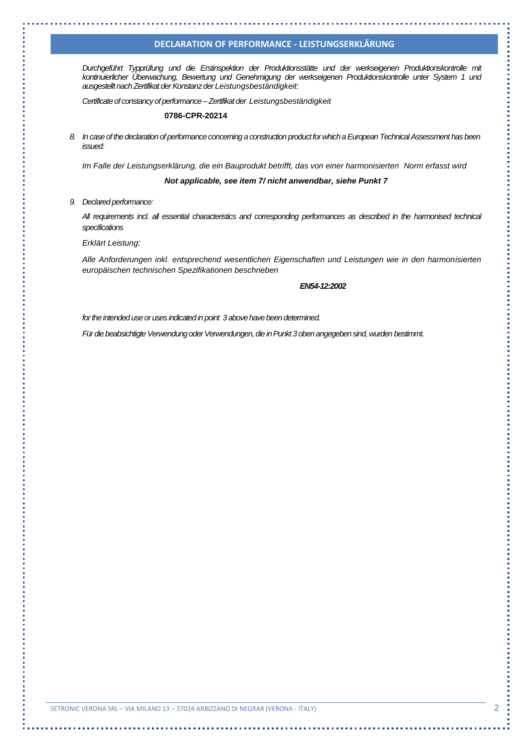## DECLARATION OF PERFORMANCE - LEISTUNGSERKLÄRUNG

*Durchgeführt Typprüfung und die Erstinspektion der Produktionsstätte und der werkseigenen Produktionskontrolle mit kontinuierlicher Überwachung, Bewertung und Genehmigung der werkseigenen Produktionskontrolle unter System 1 und ausgestellt nach Zertifikat der Konstanz der Leistungsbeständigkeit:*

*Certificate of constancy of performance – Zertifikat der Leistungsbeständigkeit*

**0786-CPR-20214**

8. *In case of the declaration of performance concerning a construction product for which a European Technical Assessment has been issued:*

   *Im Falle der Leistungserklärung, die ein Bauprodukt betrifft, das von einer harmonisierten Norm erfasst wird*

   ***Not applicable, see item 7/ nicht anwendbar, siehe Punkt 7***

9. *Declared performance:*

   *All requirements incl. all essential characteristics and corresponding performances as described in the harmonised technical specifications*

   *Erklärt Leistung:*

   *Alle Anforderungen inkl. entsprechend wesentlichen Eigenschaften und Leistungen wie in den harmonisierten europäischen technischen Spezifikationen beschrieben*

   ***EN54-12:2002***

   *for the intended use or uses indicated in point 3 above have been determined.*

   *Für die beabsichtigte Verwendung oder Verwendungen, die in Punkt 3 oben angegeben sind, wurden bestimmt.*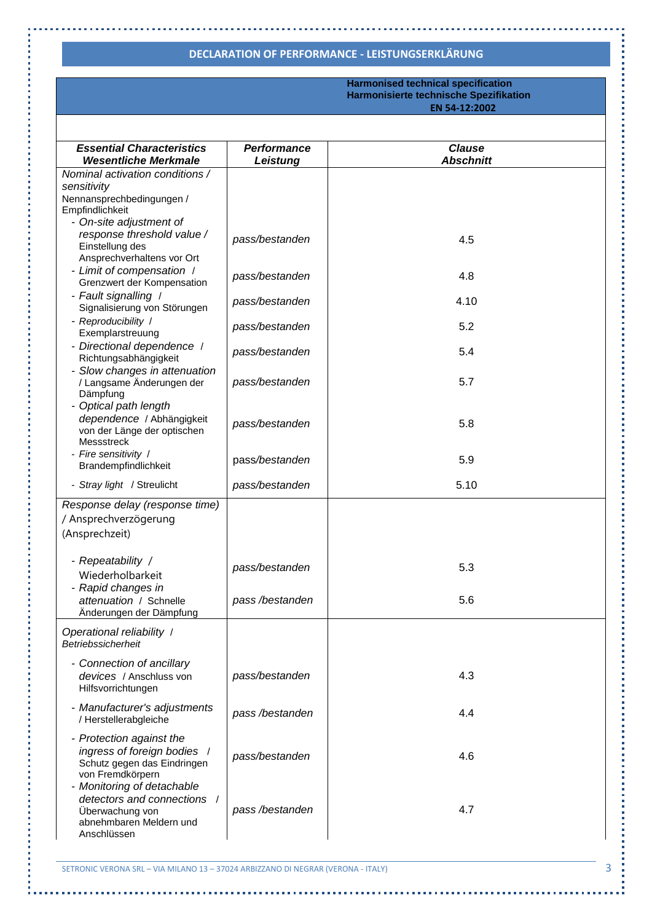## DECLARATION OF PERFORMANCE - LEISTUNGSERKLÄRUNG

**Harmonised technical specification**
**Harmonisierte technische Spezifikation**
**EN 54-12:2002**

| ***Essential Characteristics* / *Wesentliche Merkmale*** | ***Performance* / *Leistung*** | ***Clause* / *Abschnitt*** |
|---|---|---|
| *Nominal activation conditions / sensitivity* / Nennansprechbedingungen / Empfindlichkeit | | |
| - *On-site adjustment of response threshold value* / Einstellung des Ansprechverhaltens vor Ort | *pass/bestanden* | 4.5 |
| - *Limit of compensation* / Grenzwert der Kompensation | *pass/bestanden* | 4.8 |
| - *Fault signalling* / Signalisierung von Störungen | *pass/bestanden* | 4.10 |
| - *Reproducibility* / Exemplarstreuung | *pass/bestanden* | 5.2 |
| - *Directional dependence* / Richtungsabhängigkeit | *pass/bestanden* | 5.4 |
| - *Slow changes in attenuation* / Langsame Änderungen der Dämpfung | *pass/bestanden* | 5.7 |
| - *Optical path length dependence* / Abhängigkeit von der Länge der optischen Messstreck | *pass/bestanden* | 5.8 |
| - *Fire sensitivity* / Brandempfindlichkeit | pass/bestanden | 5.9 |
| - *Stray light* / Streulicht | *pass/bestanden* | 5.10 |
| *Response delay (response time)* / Ansprechverzögerung (Ansprechzeit) | | |
| - *Repeatability* / Wiederholbarkeit | *pass/bestanden* | 5.3 |
| - *Rapid changes in attenuation* / Schnelle Änderungen der Dämpfung | *pass /bestanden* | 5.6 |
| *Operational reliability* / *Betriebssicherheit* | | |
| - *Connection of ancillary devices* / Anschluss von Hilfsvorrichtungen | *pass/bestanden* | 4.3 |
| - *Manufacturer's adjustments* / Herstellerabgleiche | *pass /bestanden* | 4.4 |
| - *Protection against the ingress of foreign bodies* / Schutz gegen das Eindringen von Fremdkörpern | *pass/bestanden* | 4.6 |
| - *Monitoring of detachable detectors and connections* / Überwachung von abnehmbaren Meldern und Anschlüssen | *pass /bestanden* | 4.7 |

SETRONIC VERONA SRL – VIA MILANO 13 – 37024 ARBIZZANO DI NEGRAR (VERONA - ITALY)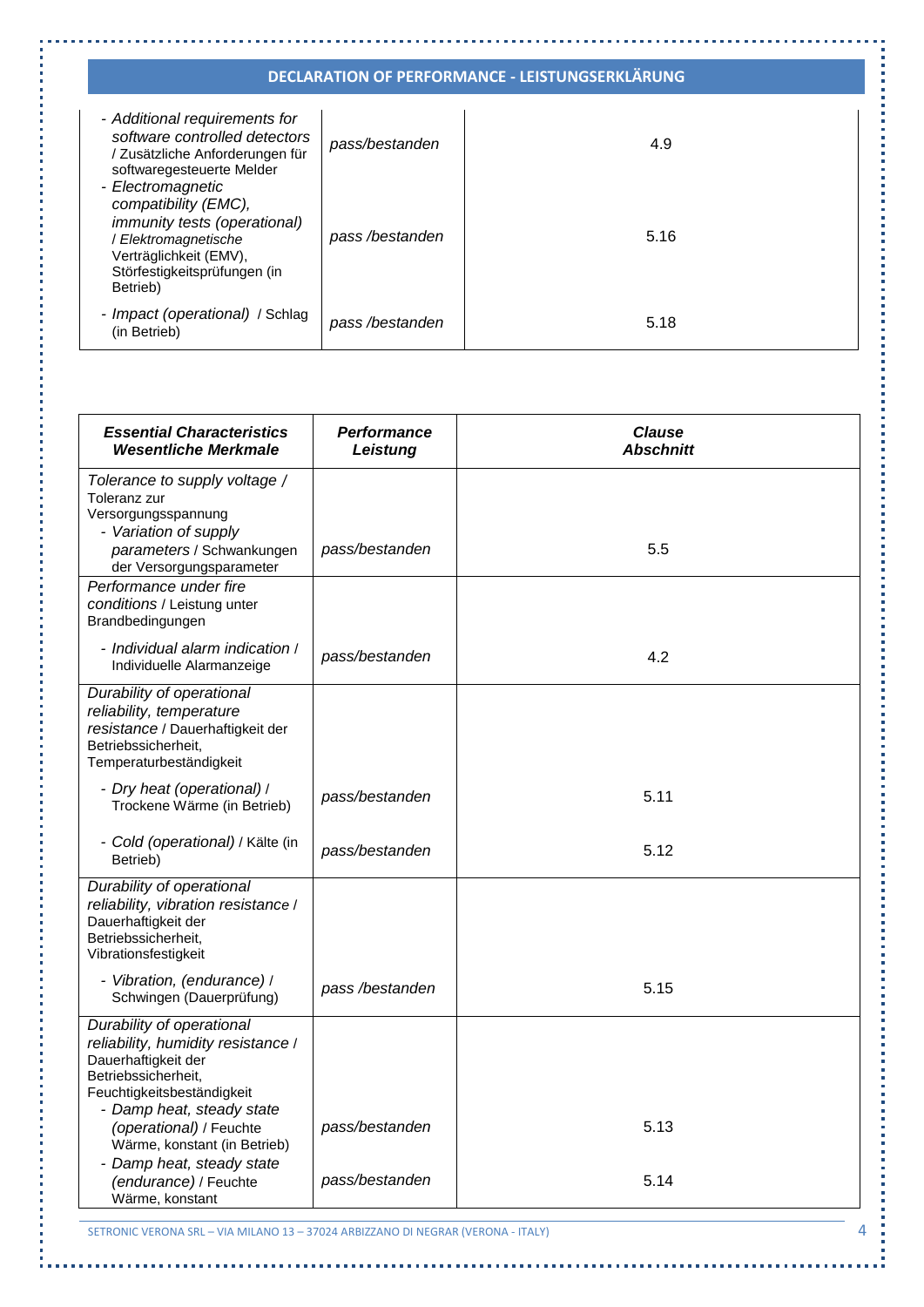## DECLARATION OF PERFORMANCE - LEISTUNGSERKLÄRUNG

| | | |
|---|---|---|
| - *Additional requirements for software controlled detectors* / Zusätzliche Anforderungen für softwaregesteuerte Melder | *pass/bestanden* | 4.9 |
| - *Electromagnetic compatibility (EMC), immunity tests (operational)* / *Elektromagnetische* Verträglichkeit (EMV), Störfestigkeitsprüfungen (in Betrieb) | *pass /bestanden* | 5.16 |
| - *Impact (operational)* / Schlag (in Betrieb) | *pass /bestanden* | 5.18 |

| ***Essential Characteristics*** ***Wesentliche Merkmale*** | ***Performance*** ***Leistung*** | ***Clause*** ***Abschnitt*** |
|---|---|---|
| *Tolerance to supply voltage* / Toleranz zur Versorgungsspannung<br>- *Variation of supply parameters* / Schwankungen der Versorgungsparameter | *pass/bestanden* | 5.5 |
| *Performance under fire conditions* / Leistung unter Brandbedingungen<br>- *Individual alarm indication* / Individuelle Alarmanzeige | *pass/bestanden* | 4.2 |
| *Durability of operational reliability, temperature resistance* / Dauerhaftigkeit der Betriebssicherheit, Temperaturbeständigkeit<br>- *Dry heat (operational)* / Trockene Wärme (in Betrieb)<br>- *Cold (operational)* / Kälte (in Betrieb) | *pass/bestanden*<br>*pass/bestanden* | 5.11<br>5.12 |
| *Durability of operational reliability, vibration resistance* / Dauerhaftigkeit der Betriebssicherheit, Vibrationsfestigkeit<br>- *Vibration, (endurance)* / Schwingen (Dauerprüfung) | *pass /bestanden* | 5.15 |
| *Durability of operational reliability, humidity resistance* / Dauerhaftigkeit der Betriebssicherheit, Feuchtigkeitsbeständigkeit<br>- *Damp heat, steady state (operational)* / Feuchte Wärme, konstant (in Betrieb)<br>- *Damp heat, steady state (endurance)* / Feuchte Wärme, konstant | *pass/bestanden*<br>*pass/bestanden* | 5.13<br>5.14 |

SETRONIC VERONA SRL – VIA MILANO 13 – 37024 ARBIZZANO DI NEGRAR (VERONA - ITALY)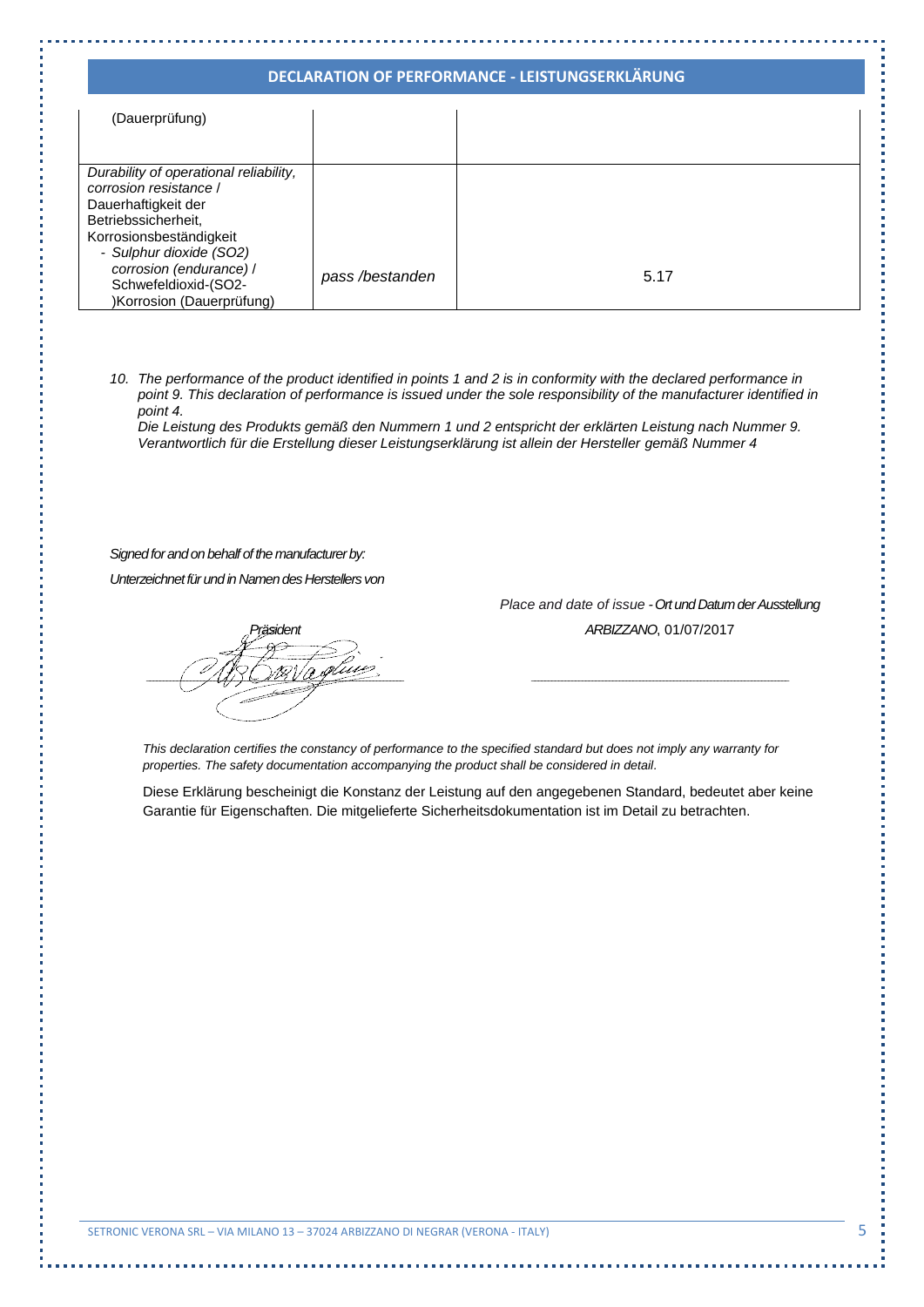## DECLARATION OF PERFORMANCE - LEISTUNGSERKLÄRUNG

| | | |
|---|---|---|
| (Dauerprüfung) | | |
| *Durability of operational reliability, corrosion resistance* / Dauerhaftigkeit der Betriebssicherheit, Korrosionsbeständigkeit<br>- *Sulphur dioxide (SO2) corrosion (endurance)* / Schwefeldioxid-(SO2-)Korrosion (Dauerprüfung) | *pass /bestanden* | 5.17 |

*10. The performance of the product identified in points 1 and 2 is in conformity with the declared performance in point 9. This declaration of performance is issued under the sole responsibility of the manufacturer identified in point 4.*
*Die Leistung des Produkts gemäß den Nummern 1 und 2 entspricht der erklärten Leistung nach Nummer 9. Verantwortlich für die Erstellung dieser Leistungserklärung ist allein der Hersteller gemäß Nummer 4*

*Signed for and on behalf of the manufacturer by:*

*Unterzeichnet für und in Namen des Herstellers von*

*Place and date of issue - Ort und Datum der Ausstellung*

*Präsident*

*ARBIZZANO*, 01/07/2017

*This declaration certifies the constancy of performance to the specified standard but does not imply any warranty for properties. The safety documentation accompanying the product shall be considered in detail.*

Diese Erklärung bescheinigt die Konstanz der Leistung auf den angegebenen Standard, bedeutet aber keine Garantie für Eigenschaften. Die mitgelieferte Sicherheitsdokumentation ist im Detail zu betrachten.